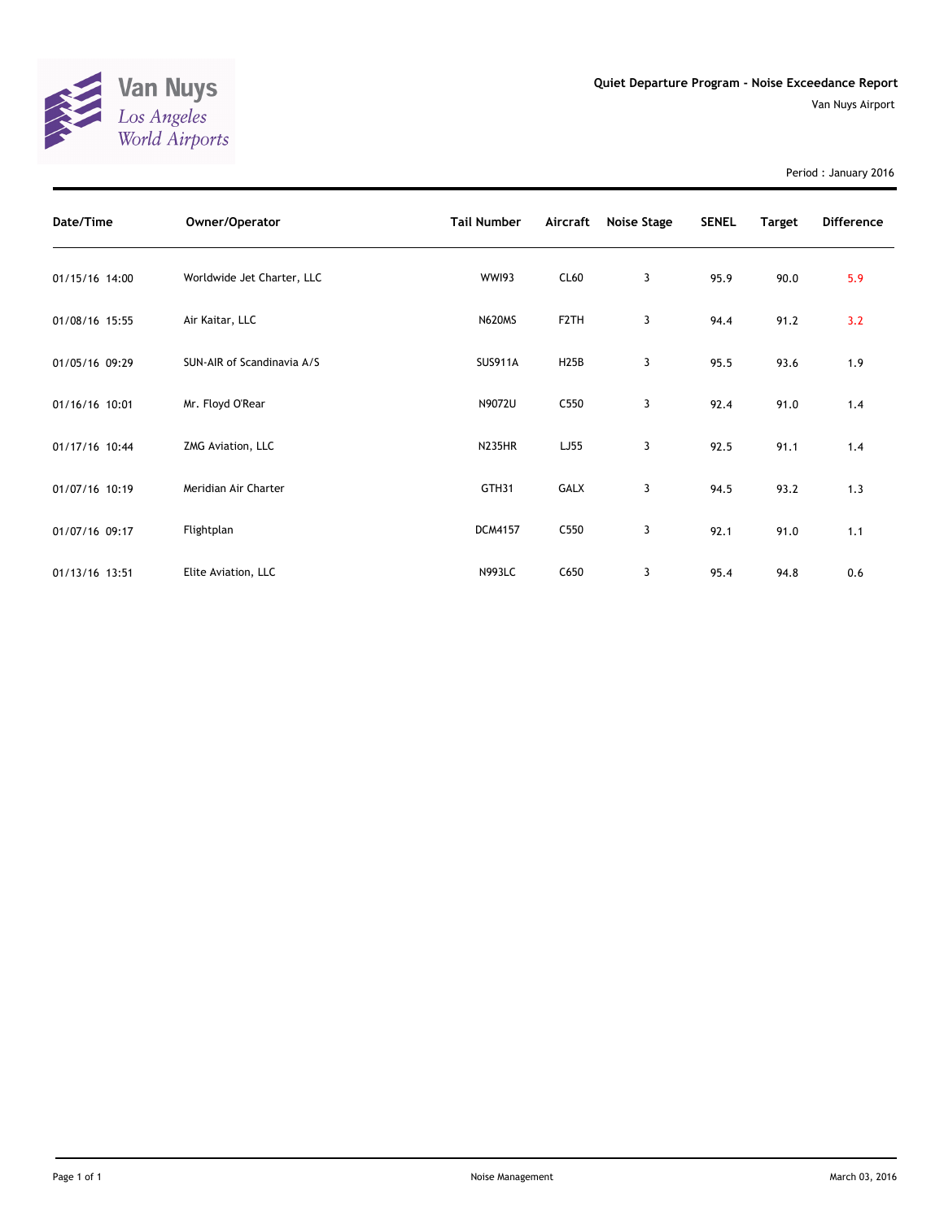Van Nuys
Los Angeles
World Airports

# Quiet Departure Program - Noise Exceedance Report

Van Nuys Airport

Period : January 2016

| Date/Time | Owner/Operator | Tail Number | Aircraft | Noise Stage | SENEL | Target | Difference |
|---|---|---|---|---|---|---|---|
| 01/15/16 14:00 | Worldwide Jet Charter, LLC | WWI93 | CL60 | 3 | 95.9 | 90.0 | 5.9 |
| 01/08/16 15:55 | Air Kaitar, LLC | N620MS | F2TH | 3 | 94.4 | 91.2 | 3.2 |
| 01/05/16 09:29 | SUN-AIR of Scandinavia A/S | SUS911A | H25B | 3 | 95.5 | 93.6 | 1.9 |
| 01/16/16 10:01 | Mr. Floyd O'Rear | N9072U | C550 | 3 | 92.4 | 91.0 | 1.4 |
| 01/17/16 10:44 | ZMG Aviation, LLC | N235HR | LJ55 | 3 | 92.5 | 91.1 | 1.4 |
| 01/07/16 10:19 | Meridian Air Charter | GTH31 | GALX | 3 | 94.5 | 93.2 | 1.3 |
| 01/07/16 09:17 | Flightplan | DCM4157 | C550 | 3 | 92.1 | 91.0 | 1.1 |
| 01/13/16 13:51 | Elite Aviation, LLC | N993LC | C650 | 3 | 95.4 | 94.8 | 0.6 |

Noise Management

March 03, 2016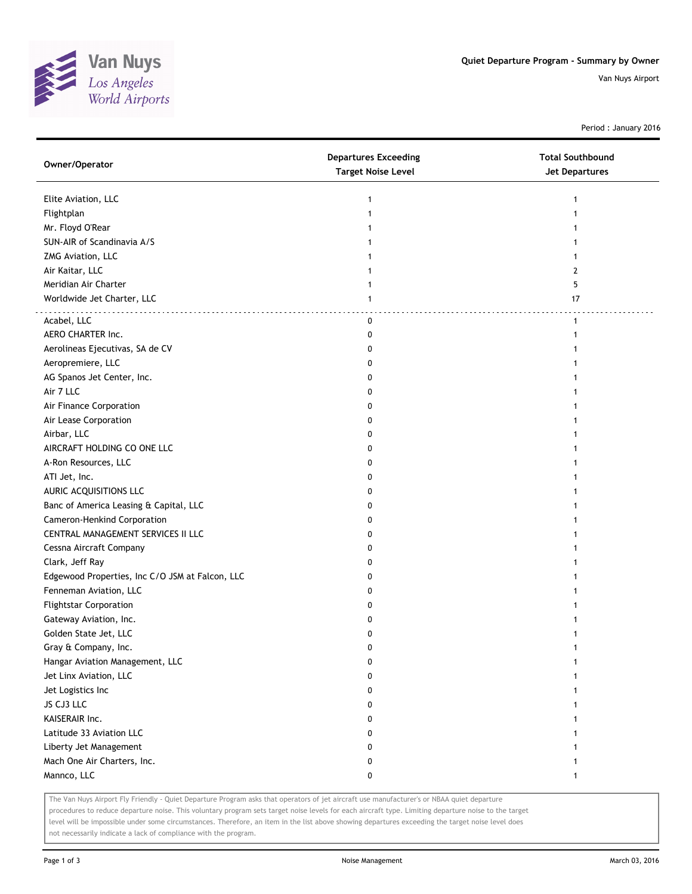Van Nuys
Los Angeles
World Airports

## Quiet Departure Program - Summary by Owner

Van Nuys Airport

Period : January 2016

| Owner/Operator | Departures Exceeding Target Noise Level | Total Southbound Jet Departures |
|---|---|---|
| Elite Aviation, LLC | 1 | 1 |
| Flightplan | 1 | 1 |
| Mr. Floyd O'Rear | 1 | 1 |
| SUN-AIR of Scandinavia A/S | 1 | 1 |
| ZMG Aviation, LLC | 1 | 1 |
| Air Kaitar, LLC | 1 | 2 |
| Meridian Air Charter | 1 | 5 |
| Worldwide Jet Charter, LLC | 1 | 17 |
| Acabel, LLC | 0 | 1 |
| AERO CHARTER Inc. | 0 | 1 |
| Aerolineas Ejecutivas, SA de CV | 0 | 1 |
| Aeropremiere, LLC | 0 | 1 |
| AG Spanos Jet Center, Inc. | 0 | 1 |
| Air 7 LLC | 0 | 1 |
| Air Finance Corporation | 0 | 1 |
| Air Lease Corporation | 0 | 1 |
| Airbar, LLC | 0 | 1 |
| AIRCRAFT HOLDING CO ONE LLC | 0 | 1 |
| A-Ron Resources, LLC | 0 | 1 |
| ATI Jet, Inc. | 0 | 1 |
| AURIC ACQUISITIONS LLC | 0 | 1 |
| Banc of America Leasing & Capital, LLC | 0 | 1 |
| Cameron-Henkind Corporation | 0 | 1 |
| CENTRAL MANAGEMENT SERVICES II LLC | 0 | 1 |
| Cessna Aircraft Company | 0 | 1 |
| Clark, Jeff Ray | 0 | 1 |
| Edgewood Properties, Inc C/O JSM at Falcon, LLC | 0 | 1 |
| Fenneman Aviation, LLC | 0 | 1 |
| Flightstar Corporation | 0 | 1 |
| Gateway Aviation, Inc. | 0 | 1 |
| Golden State Jet, LLC | 0 | 1 |
| Gray & Company, Inc. | 0 | 1 |
| Hangar Aviation Management, LLC | 0 | 1 |
| Jet Linx Aviation, LLC | 0 | 1 |
| Jet Logistics Inc | 0 | 1 |
| JS CJ3 LLC | 0 | 1 |
| KAISERAIR Inc. | 0 | 1 |
| Latitude 33 Aviation LLC | 0 | 1 |
| Liberty Jet Management | 0 | 1 |
| Mach One Air Charters, Inc. | 0 | 1 |
| Mannco, LLC | 0 | 1 |

The Van Nuys Airport Fly Friendly - Quiet Departure Program asks that operators of jet aircraft use manufacturer's or NBAA quiet departure procedures to reduce departure noise. This voluntary program sets target noise levels for each aircraft type. Limiting departure noise to the target level will be impossible under some circumstances. Therefore, an item in the list above showing departures exceeding the target noise level does not necessarily indicate a lack of compliance with the program.

Noise Management

March 03, 2016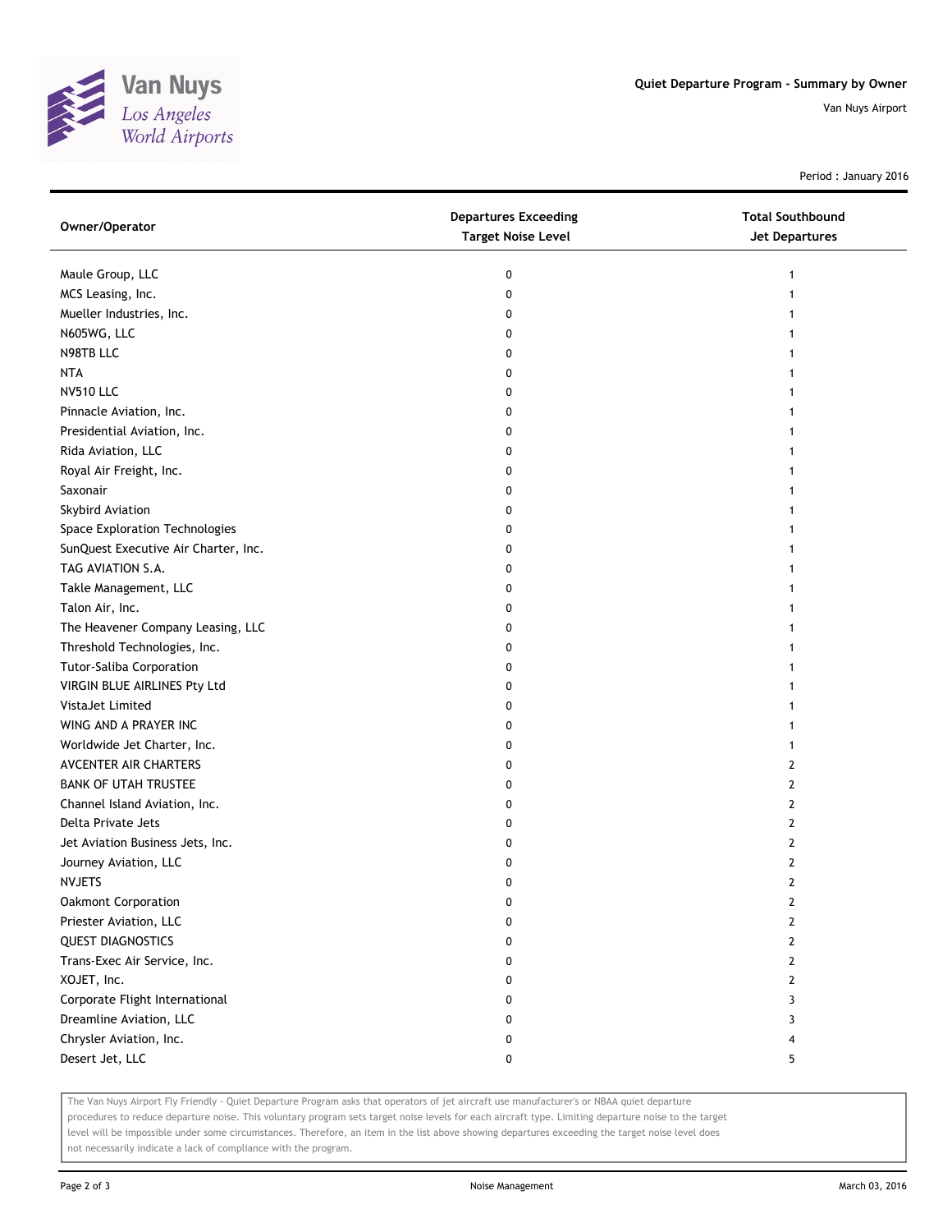# Quiet Departure Program - Summary by Owner

Van Nuys Airport

Period : January 2016

| Owner/Operator | Departures Exceeding Target Noise Level | Total Southbound Jet Departures |
|---|---|---|
| Maule Group, LLC | 0 | 1 |
| MCS Leasing, Inc. | 0 | 1 |
| Mueller Industries, Inc. | 0 | 1 |
| N605WG, LLC | 0 | 1 |
| N98TB LLC | 0 | 1 |
| NTA | 0 | 1 |
| NV510 LLC | 0 | 1 |
| Pinnacle Aviation, Inc. | 0 | 1 |
| Presidential Aviation, Inc. | 0 | 1 |
| Rida Aviation, LLC | 0 | 1 |
| Royal Air Freight, Inc. | 0 | 1 |
| Saxonair | 0 | 1 |
| Skybird Aviation | 0 | 1 |
| Space Exploration Technologies | 0 | 1 |
| SunQuest Executive Air Charter, Inc. | 0 | 1 |
| TAG AVIATION S.A. | 0 | 1 |
| Takle Management, LLC | 0 | 1 |
| Talon Air, Inc. | 0 | 1 |
| The Heavener Company Leasing, LLC | 0 | 1 |
| Threshold Technologies, Inc. | 0 | 1 |
| Tutor-Saliba Corporation | 0 | 1 |
| VIRGIN BLUE AIRLINES Pty Ltd | 0 | 1 |
| VistaJet Limited | 0 | 1 |
| WING AND A PRAYER INC | 0 | 1 |
| Worldwide Jet Charter, Inc. | 0 | 1 |
| AVCENTER AIR CHARTERS | 0 | 2 |
| BANK OF UTAH TRUSTEE | 0 | 2 |
| Channel Island Aviation, Inc. | 0 | 2 |
| Delta Private Jets | 0 | 2 |
| Jet Aviation Business Jets, Inc. | 0 | 2 |
| Journey Aviation, LLC | 0 | 2 |
| NVJETS | 0 | 2 |
| Oakmont Corporation | 0 | 2 |
| Priester Aviation, LLC | 0 | 2 |
| QUEST DIAGNOSTICS | 0 | 2 |
| Trans-Exec Air Service, Inc. | 0 | 2 |
| XOJET, Inc. | 0 | 2 |
| Corporate Flight International | 0 | 3 |
| Dreamline Aviation, LLC | 0 | 3 |
| Chrysler Aviation, Inc. | 0 | 4 |
| Desert Jet, LLC | 0 | 5 |

The Van Nuys Airport Fly Friendly - Quiet Departure Program asks that operators of jet aircraft use manufacturer's or NBAA quiet departure procedures to reduce departure noise. This voluntary program sets target noise levels for each aircraft type. Limiting departure noise to the target level will be impossible under some circumstances. Therefore, an item in the list above showing departures exceeding the target noise level does not necessarily indicate a lack of compliance with the program.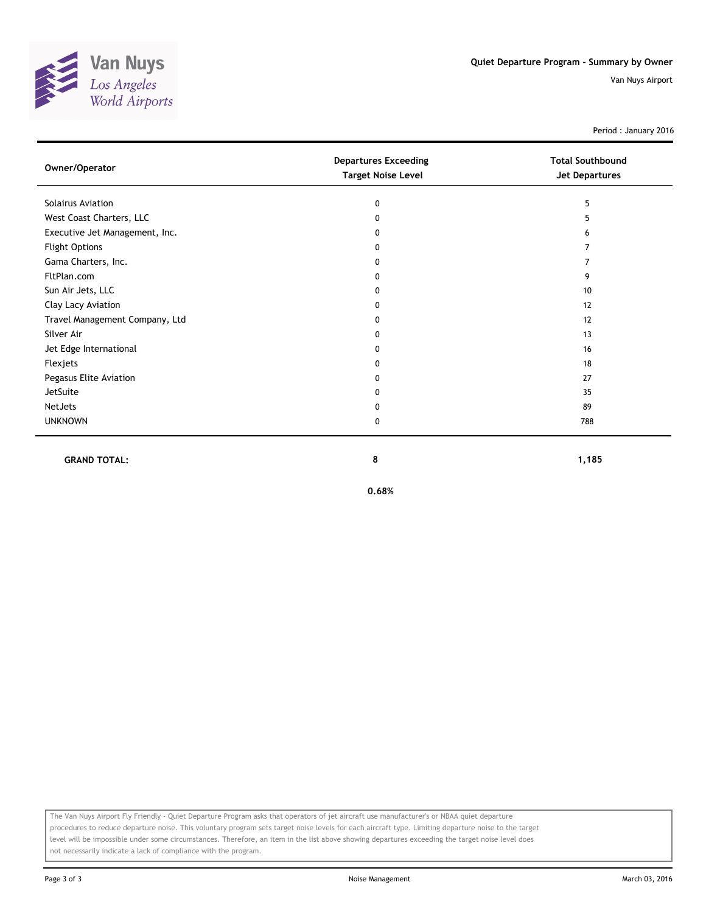Van Nuys
Los Angeles
World Airports

**Quiet Departure Program - Summary by Owner**

Van Nuys Airport

Period : January 2016

| Owner/Operator | Departures Exceeding Target Noise Level | Total Southbound Jet Departures |
|---|---|---|
| Solairus Aviation | 0 | 5 |
| West Coast Charters, LLC | 0 | 5 |
| Executive Jet Management, Inc. | 0 | 6 |
| Flight Options | 0 | 7 |
| Gama Charters, Inc. | 0 | 7 |
| FltPlan.com | 0 | 9 |
| Sun Air Jets, LLC | 0 | 10 |
| Clay Lacy Aviation | 0 | 12 |
| Travel Management Company, Ltd | 0 | 12 |
| Silver Air | 0 | 13 |
| Jet Edge International | 0 | 16 |
| Flexjets | 0 | 18 |
| Pegasus Elite Aviation | 0 | 27 |
| JetSuite | 0 | 35 |
| NetJets | 0 | 89 |
| UNKNOWN | 0 | 788 |
| **GRAND TOTAL:** | **8** | **1,185** |
| | **0.68%** | |

The Van Nuys Airport Fly Friendly - Quiet Departure Program asks that operators of jet aircraft use manufacturer's or NBAA quiet departure procedures to reduce departure noise. This voluntary program sets target noise levels for each aircraft type. Limiting departure noise to the target level will be impossible under some circumstances. Therefore, an item in the list above showing departures exceeding the target noise level does not necessarily indicate a lack of compliance with the program.

Noise Management

March 03, 2016